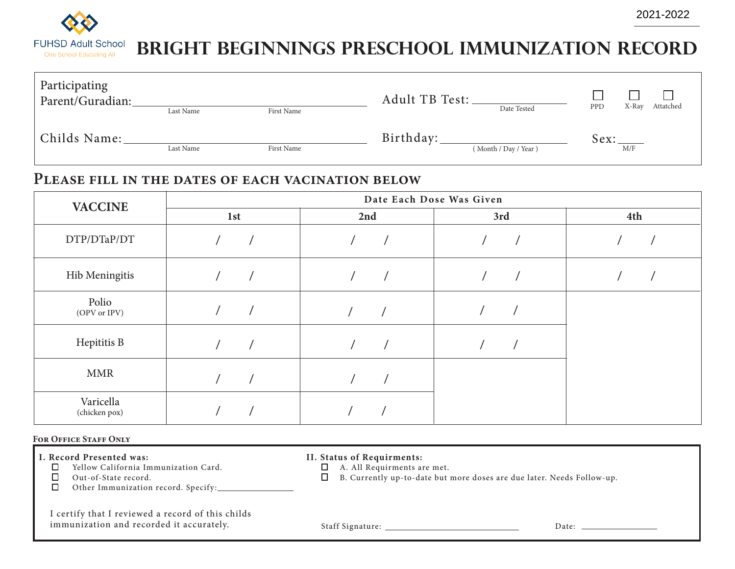2021-2022

FUHSD Adult School
One School Educating All

# BRIGHT BEGINNINGS PRESCHOOL IMMUNIZATION RECORD

Participating Parent/Guradian: ______________________ (Last Name, First Name)

Adult TB Test: ____________ (Date Tested) ☐ PPD ☐ X-Ray ☐ Attatched

Childs Name: ______________________ (Last Name, First Name)

Birthday: ____________ ( Month / Day / Year )

Sex: ____ (M/F)

## PLEASE FILL IN THE DATES OF EACH VACINATION BELOW

| VACCINE | Date Each Dose Was Given | | | |
|---|---|---|---|---|
| | 1st | 2nd | 3rd | 4th |
| DTP/DTaP/DT | / / | / / | / / | / / |
| Hib Meningitis | / / | / / | / / | / / |
| Polio (OPV or IPV) | / / | / / | / / | |
| Hepititis B | / / | / / | / / | |
| MMR | / / | / / | | |
| Varicella (chicken pox) | / / | / / | | |

**FOR OFFICE STAFF ONLY**

**I. Record Presented was:**
- ☐ Yellow California Immunization Card.
- ☐ Out-of-State record.
- ☐ Other Immunization record. Specify: ____________

I certify that I reviewed a record of this childs immunization and recorded it accurately.

**II. Status of Requirments:**
- ☐ A. All Requirments are met.
- ☐ B. Currently up-to-date but more doses are due later. Needs Follow-up.

Staff Signature: ______________________ Date: ____________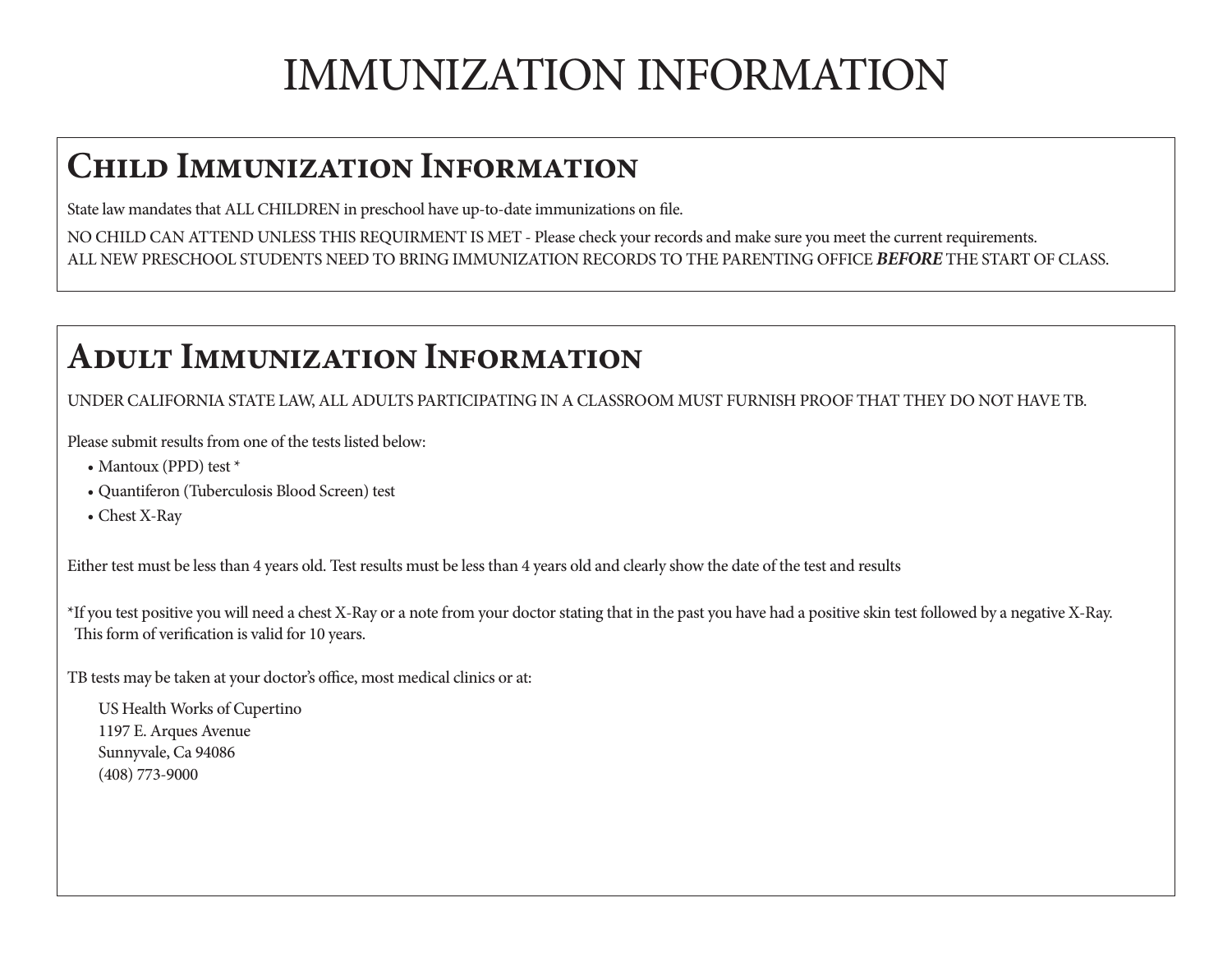# IMMUNIZATION INFORMATION

## Child Immunization Information

State law mandates that ALL CHILDREN in preschool have up-to-date immunizations on file.

NO CHILD CAN ATTEND UNLESS THIS REQUIRMENT IS MET - Please check your records and make sure you meet the current requirements.
ALL NEW PRESCHOOL STUDENTS NEED TO BRING IMMUNIZATION RECORDS TO THE PARENTING OFFICE ***BEFORE*** THE START OF CLASS.

## Adult Immunization Information

UNDER CALIFORNIA STATE LAW, ALL ADULTS PARTICIPATING IN A CLASSROOM MUST FURNISH PROOF THAT THEY DO NOT HAVE TB.

Please submit results from one of the tests listed below:

- Mantoux (PPD) test *
- Quantiferon (Tuberculosis Blood Screen) test
- Chest X-Ray

Either test must be less than 4 years old. Test results must be less than 4 years old and clearly show the date of the test and results

*If you test positive you will need a chest X-Ray or a note from your doctor stating that in the past you have had a positive skin test followed by a negative X-Ray. This form of verification is valid for 10 years.

TB tests may be taken at your doctor's office, most medical clinics or at:

US Health Works of Cupertino
1197 E. Arques Avenue
Sunnyvale, Ca 94086
(408) 773-9000